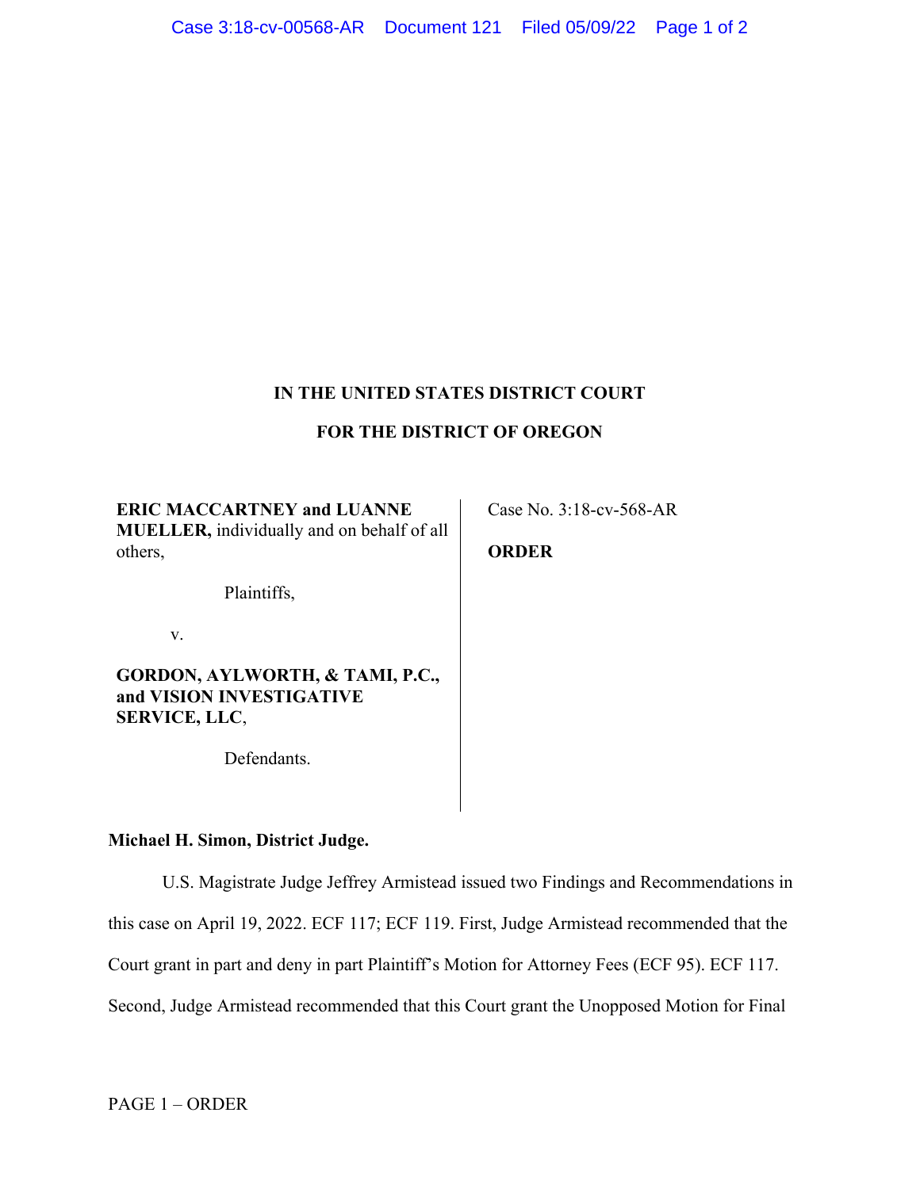**IN THE UNITED STATES DISTRICT COURT**

**FOR THE DISTRICT OF OREGON**

**ERIC MACCARTNEY and LUANNE MUELLER,** individually and on behalf of all others,

Plaintiffs,

v.

**GORDON, AYLWORTH, & TAMI, P.C., and VISION INVESTIGATIVE SERVICE, LLC**,

Defendants.

Case No. 3:18-cv-568-AR

**ORDER**

**Michael H. Simon, District Judge.**

U.S. Magistrate Judge Jeffrey Armistead issued two Findings and Recommendations in this case on April 19, 2022. ECF 117; ECF 119. First, Judge Armistead recommended that the Court grant in part and deny in part Plaintiff's Motion for Attorney Fees (ECF 95). ECF 117. Second, Judge Armistead recommended that this Court grant the Unopposed Motion for Final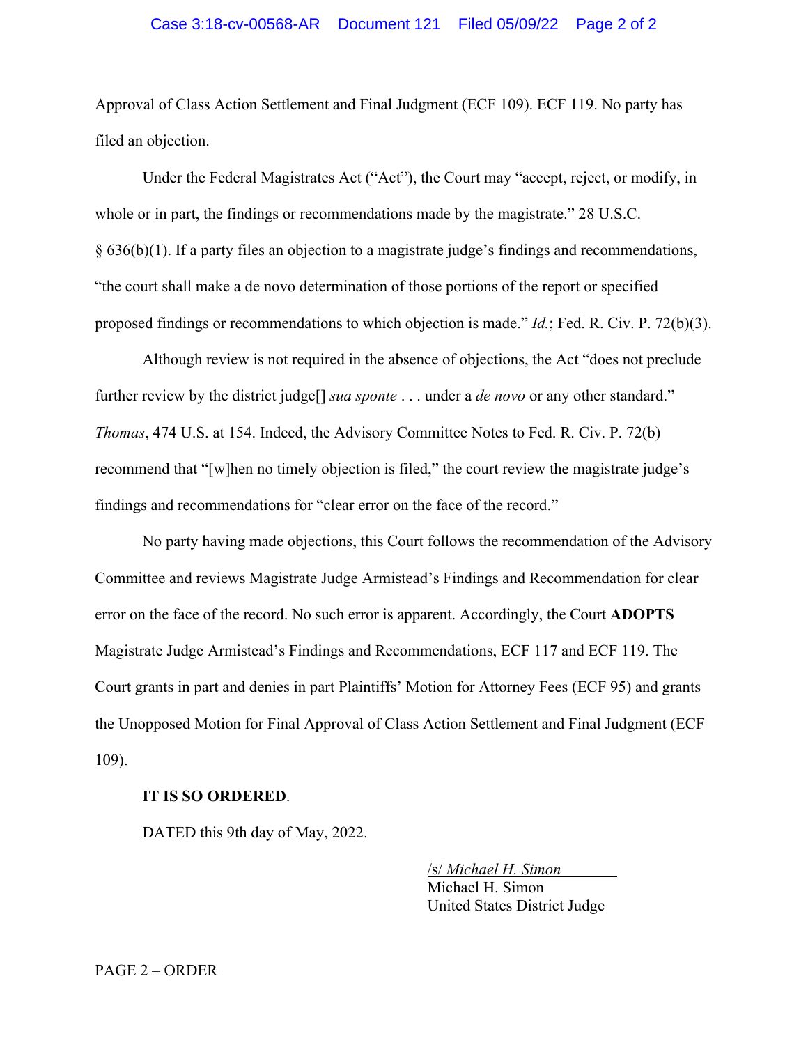Approval of Class Action Settlement and Final Judgment (ECF 109). ECF 119. No party has filed an objection.

Under the Federal Magistrates Act ("Act"), the Court may "accept, reject, or modify, in whole or in part, the findings or recommendations made by the magistrate." 28 U.S.C. § 636(b)(1). If a party files an objection to a magistrate judge's findings and recommendations, "the court shall make a de novo determination of those portions of the report or specified proposed findings or recommendations to which objection is made." *Id.*; Fed. R. Civ. P. 72(b)(3).

Although review is not required in the absence of objections, the Act "does not preclude further review by the district judge[] *sua sponte* . . . under a *de novo* or any other standard." *Thomas*, 474 U.S. at 154. Indeed, the Advisory Committee Notes to Fed. R. Civ. P. 72(b) recommend that "[w]hen no timely objection is filed," the court review the magistrate judge's findings and recommendations for "clear error on the face of the record."

No party having made objections, this Court follows the recommendation of the Advisory Committee and reviews Magistrate Judge Armistead's Findings and Recommendation for clear error on the face of the record. No such error is apparent. Accordingly, the Court **ADOPTS** Magistrate Judge Armistead's Findings and Recommendations, ECF 117 and ECF 119. The Court grants in part and denies in part Plaintiffs' Motion for Attorney Fees (ECF 95) and grants the Unopposed Motion for Final Approval of Class Action Settlement and Final Judgment (ECF 109).

**IT IS SO ORDERED**.

DATED this 9th day of May, 2022.

/s/ *Michael H. Simon*
Michael H. Simon
United States District Judge

PAGE 2 – ORDER